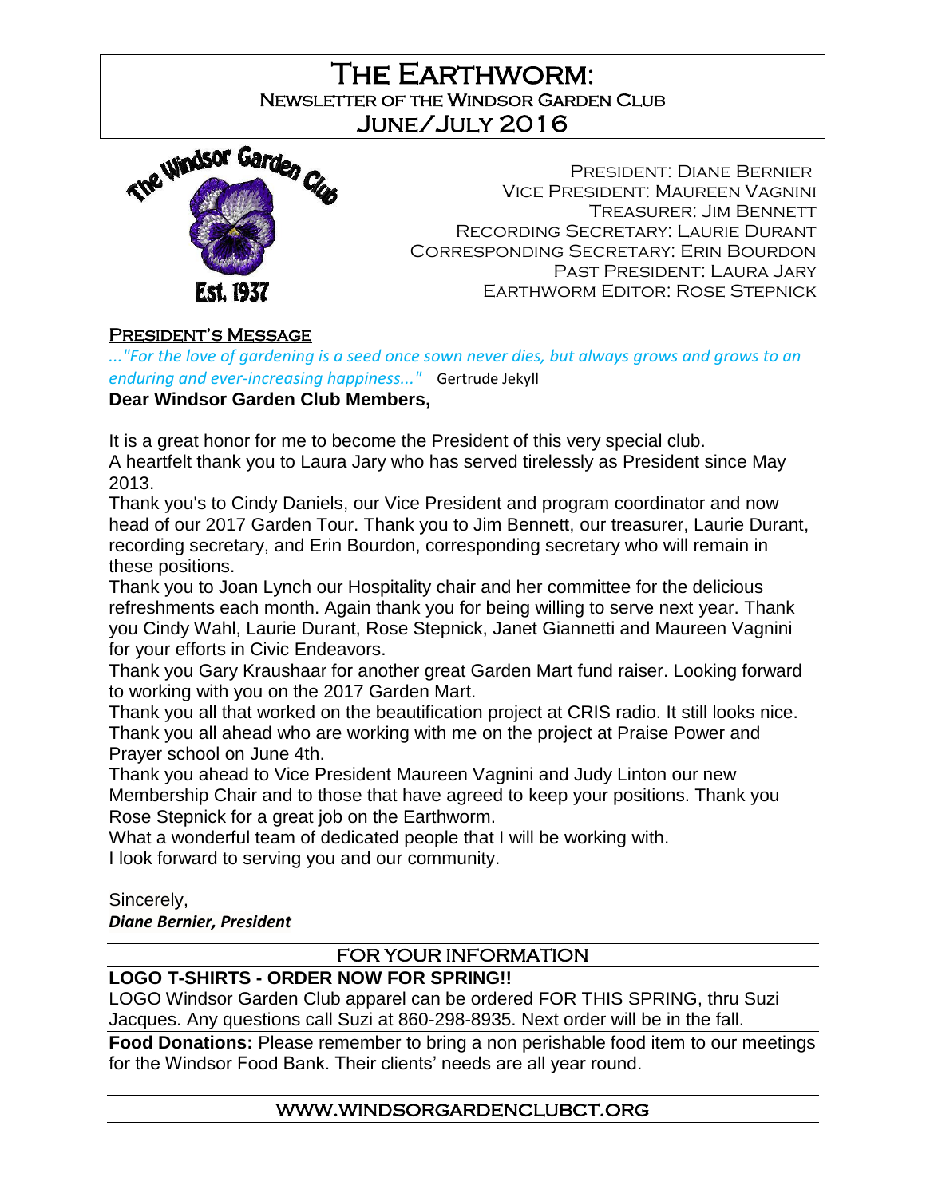# The Earthworm:

## Newsletter of the Windsor Garden Club

## June/July 2016

President: Diane Bernier
Vice President: Maureen Vagnini
Treasurer: Jim Bennett
Recording Secretary: Laurie Durant
Corresponding Secretary: Erin Bourdon
Past President: Laura Jary
Earthworm Editor: Rose Stepnick

### President's Message

*..."For the love of gardening is a seed once sown never dies, but always grows and grows to an enduring and ever-increasing happiness..."* Gertrude Jekyll

**Dear Windsor Garden Club Members,**

It is a great honor for me to become the President of this very special club.
A heartfelt thank you to Laura Jary who has served tirelessly as President since May 2013.
Thank you's to Cindy Daniels, our Vice President and program coordinator and now head of our 2017 Garden Tour. Thank you to Jim Bennett, our treasurer, Laurie Durant, recording secretary, and Erin Bourdon, corresponding secretary who will remain in these positions.
Thank you to Joan Lynch our Hospitality chair and her committee for the delicious refreshments each month. Again thank you for being willing to serve next year. Thank you Cindy Wahl, Laurie Durant, Rose Stepnick, Janet Giannetti and Maureen Vagnini for your efforts in Civic Endeavors.
Thank you Gary Kraushaar for another great Garden Mart fund raiser. Looking forward to working with you on the 2017 Garden Mart.
Thank you all that worked on the beautification project at CRIS radio. It still looks nice.
Thank you all ahead who are working with me on the project at Praise Power and Prayer school on June 4th.
Thank you ahead to Vice President Maureen Vagnini and Judy Linton our new Membership Chair and to those that have agreed to keep your positions. Thank you Rose Stepnick for a great job on the Earthworm.
What a wonderful team of dedicated people that I will be working with.
I look forward to serving you and our community.

Sincerely,
***Diane Bernier, President***

### FOR YOUR INFORMATION

**LOGO T-SHIRTS - ORDER NOW FOR SPRING!!**
LOGO Windsor Garden Club apparel can be ordered FOR THIS SPRING, thru Suzi Jacques. Any questions call Suzi at 860-298-8935. Next order will be in the fall.

**Food Donations:** Please remember to bring a non perishable food item to our meetings for the Windsor Food Bank. Their clients' needs are all year round.

WWW.WINDSORGARDENCLUBCT.ORG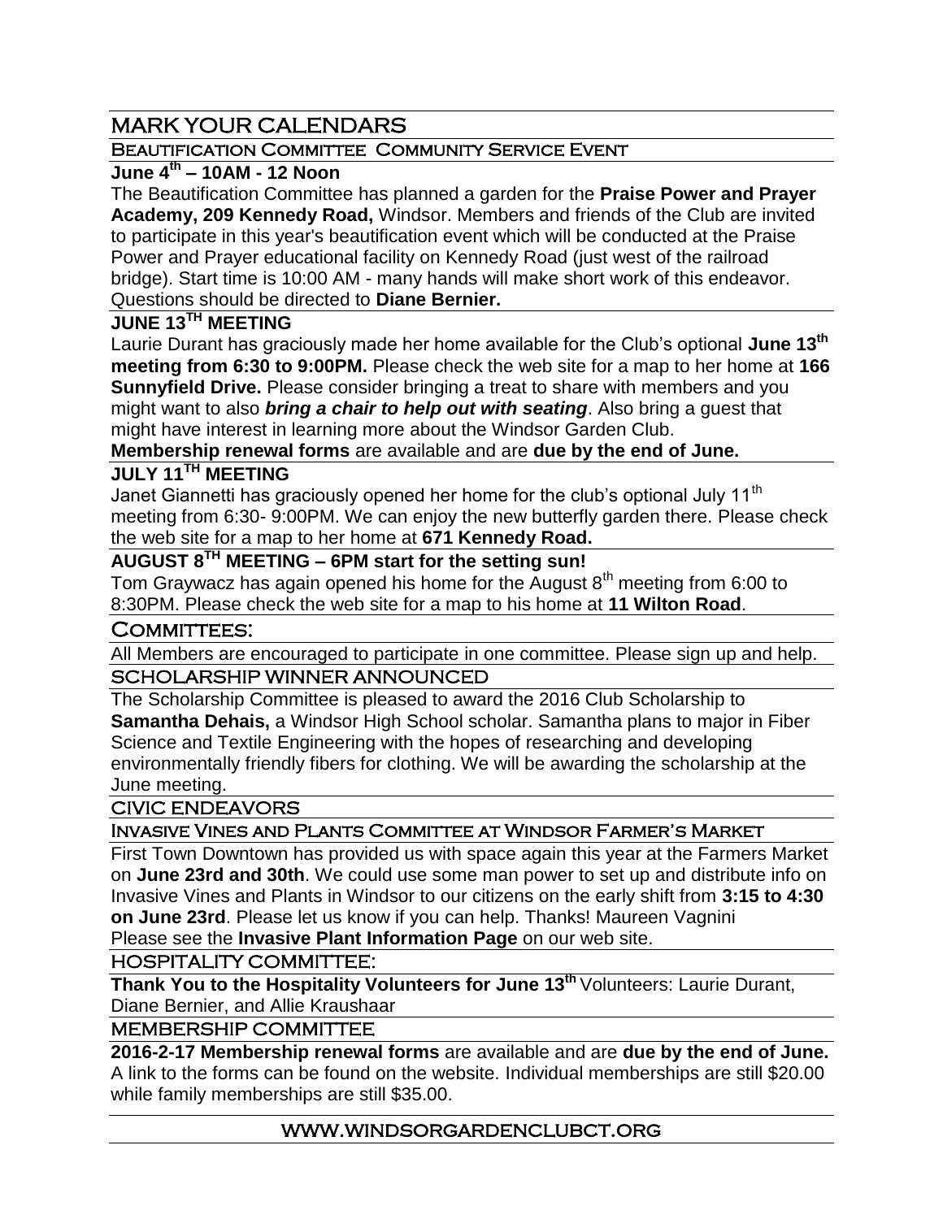# MARK YOUR CALENDARS

## Beautification Committee Community Service Event

### June 4th – 10AM - 12 Noon

The Beautification Committee has planned a garden for the **Praise Power and Prayer Academy, 209 Kennedy Road,** Windsor. Members and friends of the Club are invited to participate in this year's beautification event which will be conducted at the Praise Power and Prayer educational facility on Kennedy Road (just west of the railroad bridge). Start time is 10:00 AM - many hands will make short work of this endeavor. Questions should be directed to **Diane Bernier.**

### JUNE 13TH MEETING

Laurie Durant has graciously made her home available for the Club's optional **June 13th meeting from 6:30 to 9:00PM.** Please check the web site for a map to her home at **166 Sunnyfield Drive.** Please consider bringing a treat to share with members and you might want to also ***bring a chair to help out with seating***. Also bring a guest that might have interest in learning more about the Windsor Garden Club.

**Membership renewal forms** are available and are **due by the end of June.**

### JULY 11TH MEETING

Janet Giannetti has graciously opened her home for the club's optional July 11th meeting from 6:30- 9:00PM. We can enjoy the new butterfly garden there. Please check the web site for a map to her home at **671 Kennedy Road.**

### AUGUST 8TH MEETING – 6PM start for the setting sun!

Tom Graywacz has again opened his home for the August 8th meeting from 6:00 to 8:30PM. Please check the web site for a map to his home at **11 Wilton Road**.

# Committees:

All Members are encouraged to participate in one committee. Please sign up and help.

## SCHOLARSHIP WINNER ANNOUNCED

The Scholarship Committee is pleased to award the 2016 Club Scholarship to **Samantha Dehais,** a Windsor High School scholar. Samantha plans to major in Fiber Science and Textile Engineering with the hopes of researching and developing environmentally friendly fibers for clothing. We will be awarding the scholarship at the June meeting.

## CIVIC ENDEAVORS

## Invasive Vines and Plants Committee at Windsor Farmer's Market

First Town Downtown has provided us with space again this year at the Farmers Market on **June 23rd and 30th**. We could use some man power to set up and distribute info on Invasive Vines and Plants in Windsor to our citizens on the early shift from **3:15 to 4:30 on June 23rd**. Please let us know if you can help. Thanks! Maureen Vagnini

Please see the **Invasive Plant Information Page** on our web site.

## HOSPITALITY COMMITTEE:

**Thank You to the Hospitality Volunteers for June 13th** Volunteers: Laurie Durant, Diane Bernier, and Allie Kraushaar

## MEMBERSHIP COMMITTEE

**2016-2-17 Membership renewal forms** are available and are **due by the end of June.** A link to the forms can be found on the website. Individual memberships are still $20.00 while family memberships are still $35.00.

WWW.WINDSORGARDENCLUBCT.ORG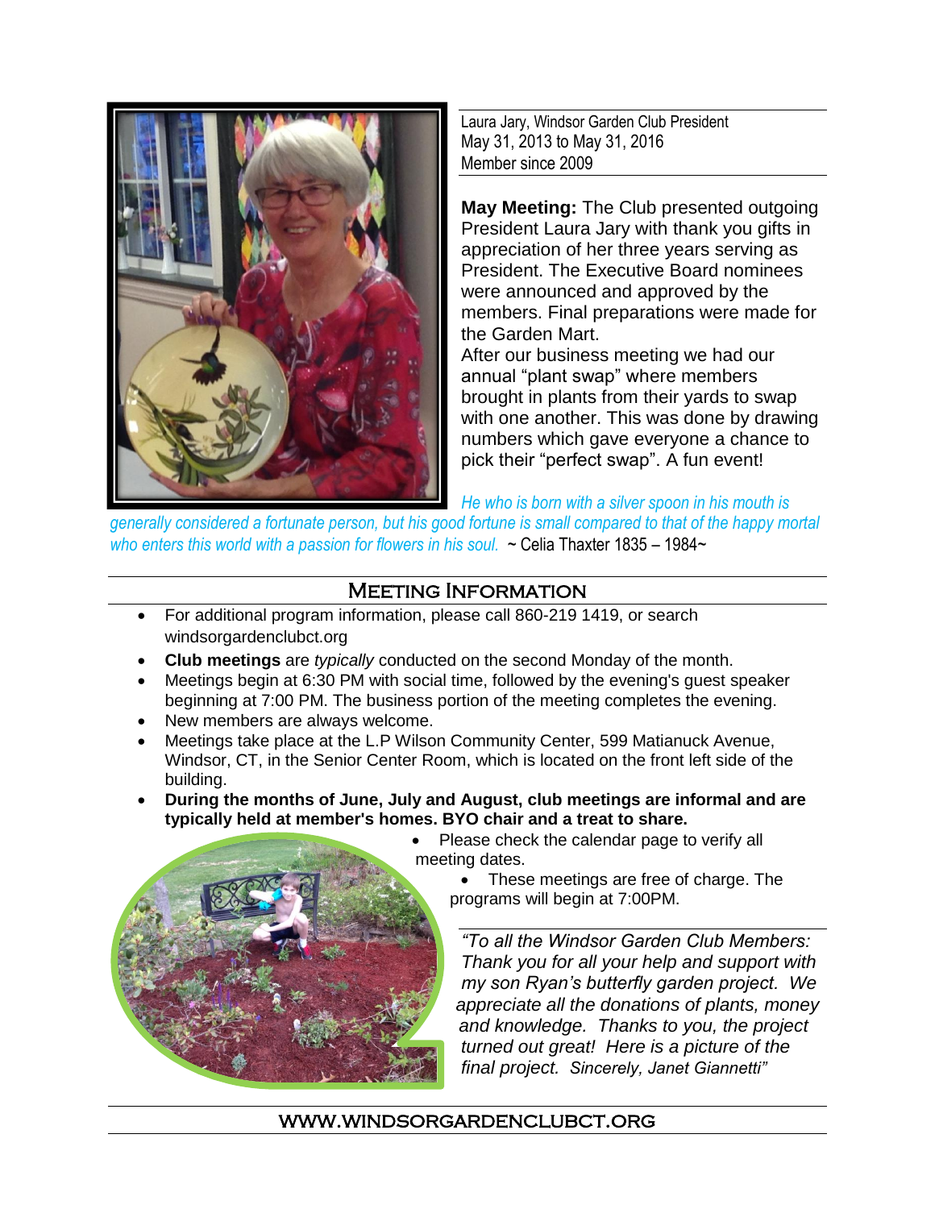Laura Jary, Windsor Garden Club President
May 31, 2013 to May 31, 2016
Member since 2009

**May Meeting:** The Club presented outgoing President Laura Jary with thank you gifts in appreciation of her three years serving as President. The Executive Board nominees were announced and approved by the members. Final preparations were made for the Garden Mart.

After our business meeting we had our annual "plant swap" where members brought in plants from their yards to swap with one another. This was done by drawing numbers which gave everyone a chance to pick their "perfect swap". A fun event!

*He who is born with a silver spoon in his mouth is generally considered a fortunate person, but his good fortune is small compared to that of the happy mortal who enters this world with a passion for flowers in his soul.* ~ Celia Thaxter 1835 – 1984~

## Meeting Information

- For additional program information, please call 860-219 1419, or search windsorgardenclubct.org
- **Club meetings** are *typically* conducted on the second Monday of the month.
- Meetings begin at 6:30 PM with social time, followed by the evening's guest speaker beginning at 7:00 PM. The business portion of the meeting completes the evening.
- New members are always welcome.
- Meetings take place at the L.P Wilson Community Center, 599 Matianuck Avenue, Windsor, CT, in the Senior Center Room, which is located on the front left side of the building.
- **During the months of June, July and August, club meetings are informal and are typically held at member's homes. BYO chair and a treat to share.**
- Please check the calendar page to verify all meeting dates.
- These meetings are free of charge. The programs will begin at 7:00PM.

*"To all the Windsor Garden Club Members: Thank you for all your help and support with my son Ryan's butterfly garden project. We appreciate all the donations of plants, money and knowledge. Thanks to you, the project turned out great! Here is a picture of the final project. Sincerely, Janet Giannetti"*

WWW.WINDSORGARDENCLUBCT.ORG